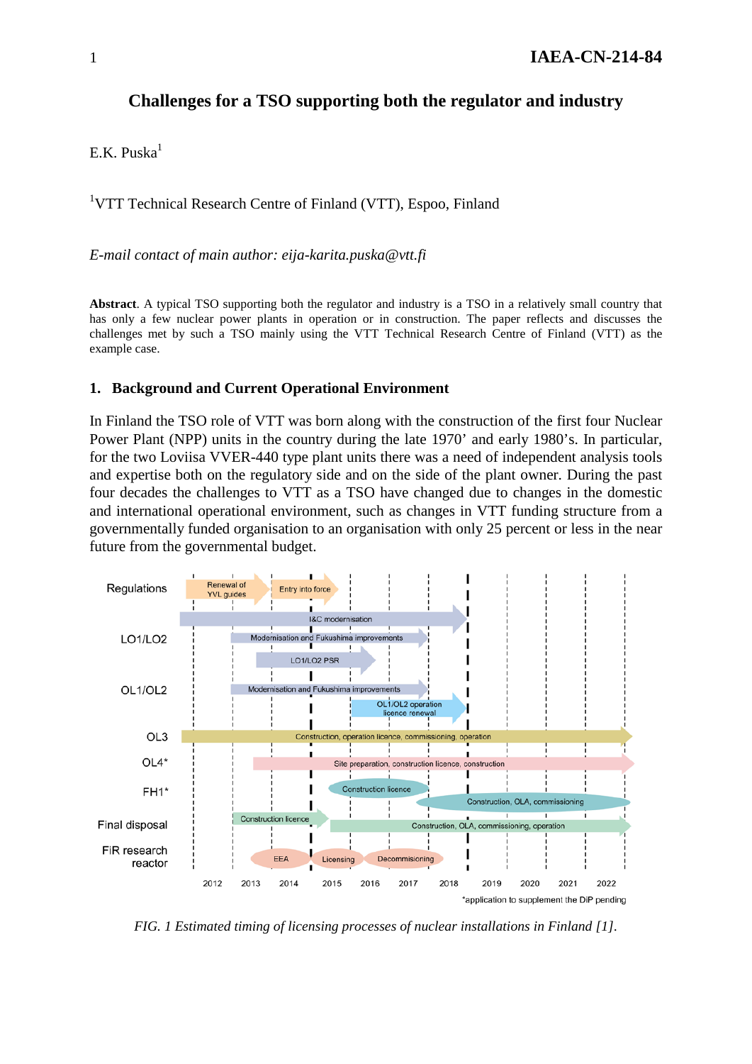# Challenges for a TSO supporting both the regulator and industry

E.K. Puska[1]

[1]VTT Technical Research Centre of Finland (VTT), Espoo, Finland

*E-mail contact of main author: eija-karita.puska@vtt.fi*

**Abstract**. A typical TSO supporting both the regulator and industry is a TSO in a relatively small country that has only a few nuclear power plants in operation or in construction. The paper reflects and discusses the challenges met by such a TSO mainly using the VTT Technical Research Centre of Finland (VTT) as the example case.

## 1. Background and Current Operational Environment

In Finland the TSO role of VTT was born along with the construction of the first four Nuclear Power Plant (NPP) units in the country during the late 1970' and early 1980's. In particular, for the two Loviisa VVER-440 type plant units there was a need of independent analysis tools and expertise both on the regulatory side and on the side of the plant owner. During the past four decades the challenges to VTT as a TSO have changed due to changes in the domestic and international operational environment, such as changes in VTT funding structure from a governmentally funded organisation to an organisation with only 25 percent or less in the near future from the governmental budget.

*FIG. 1 Estimated timing of licensing processes of nuclear installations in Finland [1].*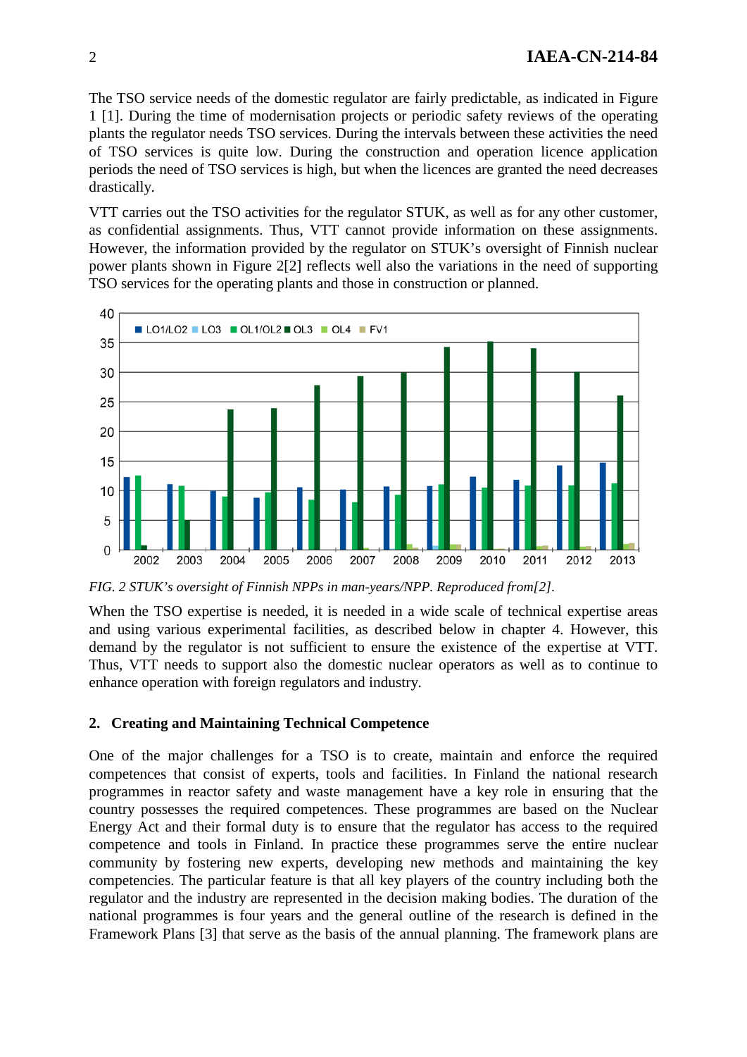The TSO service needs of the domestic regulator are fairly predictable, as indicated in Figure 1 [1]. During the time of modernisation projects or periodic safety reviews of the operating plants the regulator needs TSO services. During the intervals between these activities the need of TSO services is quite low. During the construction and operation licence application periods the need of TSO services is high, but when the licences are granted the need decreases drastically.

VTT carries out the TSO activities for the regulator STUK, as well as for any other customer, as confidential assignments. Thus, VTT cannot provide information on these assignments. However, the information provided by the regulator on STUK's oversight of Finnish nuclear power plants shown in Figure 2[2] reflects well also the variations in the need of supporting TSO services for the operating plants and those in construction or planned.

*FIG. 2 STUK's oversight of Finnish NPPs in man-years/NPP. Reproduced from[2].*

When the TSO expertise is needed, it is needed in a wide scale of technical expertise areas and using various experimental facilities, as described below in chapter 4. However, this demand by the regulator is not sufficient to ensure the existence of the expertise at VTT. Thus, VTT needs to support also the domestic nuclear operators as well as to continue to enhance operation with foreign regulators and industry.

## 2. Creating and Maintaining Technical Competence

One of the major challenges for a TSO is to create, maintain and enforce the required competences that consist of experts, tools and facilities. In Finland the national research programmes in reactor safety and waste management have a key role in ensuring that the country possesses the required competences. These programmes are based on the Nuclear Energy Act and their formal duty is to ensure that the regulator has access to the required competence and tools in Finland. In practice these programmes serve the entire nuclear community by fostering new experts, developing new methods and maintaining the key competencies. The particular feature is that all key players of the country including both the regulator and the industry are represented in the decision making bodies. The duration of the national programmes is four years and the general outline of the research is defined in the Framework Plans [3] that serve as the basis of the annual planning. The framework plans are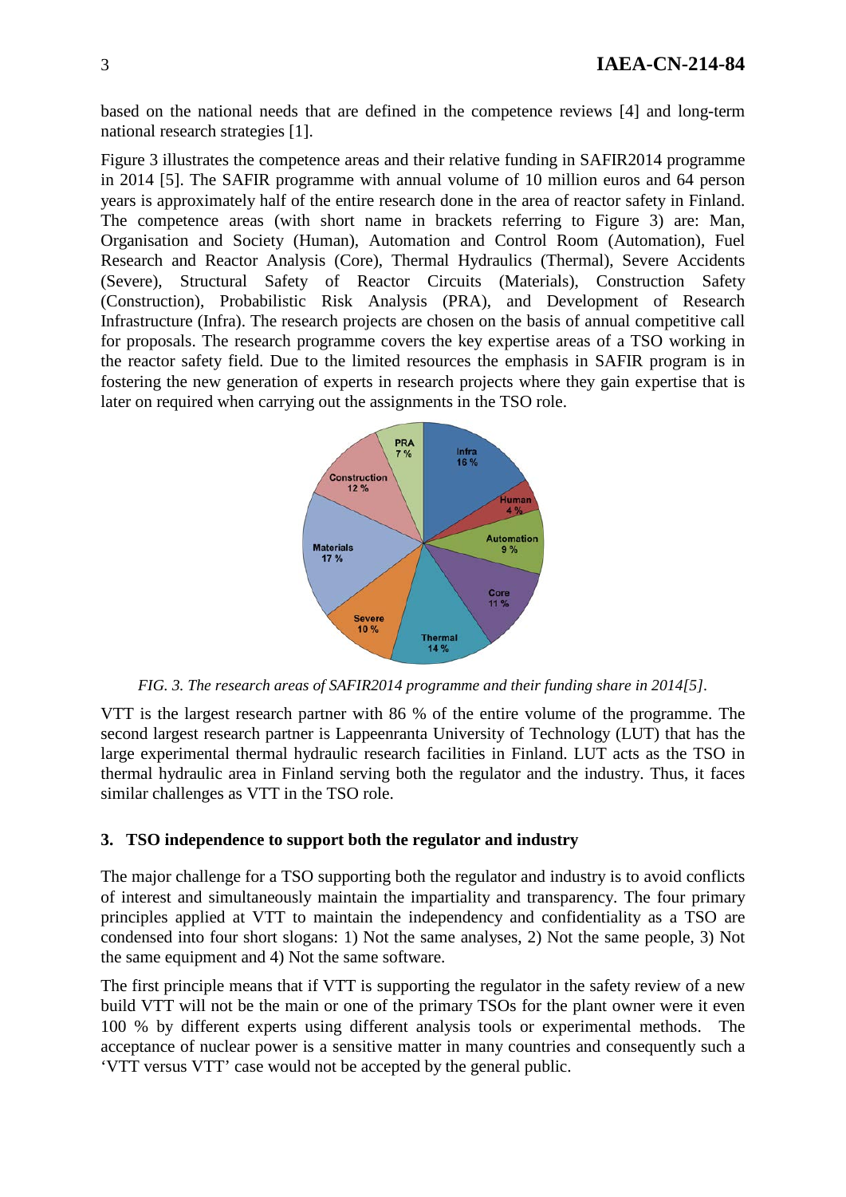based on the national needs that are defined in the competence reviews [4] and long-term national research strategies [1].

Figure 3 illustrates the competence areas and their relative funding in SAFIR2014 programme in 2014 [5]. The SAFIR programme with annual volume of 10 million euros and 64 person years is approximately half of the entire research done in the area of reactor safety in Finland. The competence areas (with short name in brackets referring to Figure 3) are: Man, Organisation and Society (Human), Automation and Control Room (Automation), Fuel Research and Reactor Analysis (Core), Thermal Hydraulics (Thermal), Severe Accidents (Severe), Structural Safety of Reactor Circuits (Materials), Construction Safety (Construction), Probabilistic Risk Analysis (PRA), and Development of Research Infrastructure (Infra). The research projects are chosen on the basis of annual competitive call for proposals. The research programme covers the key expertise areas of a TSO working in the reactor safety field. Due to the limited resources the emphasis in SAFIR program is in fostering the new generation of experts in research projects where they gain expertise that is later on required when carrying out the assignments in the TSO role.

*FIG. 3. The research areas of SAFIR2014 programme and their funding share in 2014[5].*

VTT is the largest research partner with 86 % of the entire volume of the programme. The second largest research partner is Lappeenranta University of Technology (LUT) that has the large experimental thermal hydraulic research facilities in Finland. LUT acts as the TSO in thermal hydraulic area in Finland serving both the regulator and the industry. Thus, it faces similar challenges as VTT in the TSO role.

## 3. TSO independence to support both the regulator and industry

The major challenge for a TSO supporting both the regulator and industry is to avoid conflicts of interest and simultaneously maintain the impartiality and transparency. The four primary principles applied at VTT to maintain the independency and confidentiality as a TSO are condensed into four short slogans: 1) Not the same analyses, 2) Not the same people, 3) Not the same equipment and 4) Not the same software.

The first principle means that if VTT is supporting the regulator in the safety review of a new build VTT will not be the main or one of the primary TSOs for the plant owner were it even 100 % by different experts using different analysis tools or experimental methods. The acceptance of nuclear power is a sensitive matter in many countries and consequently such a 'VTT versus VTT' case would not be accepted by the general public.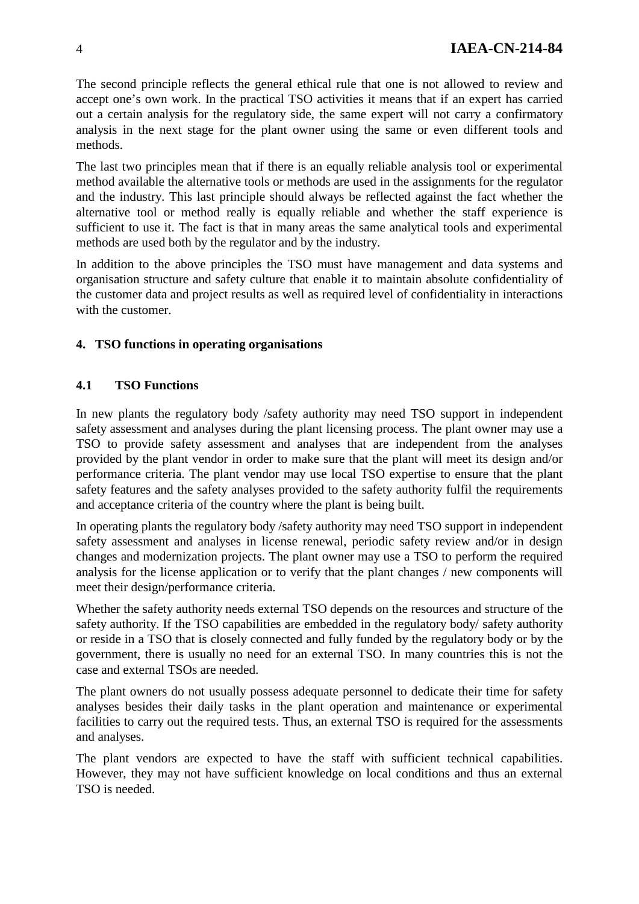The second principle reflects the general ethical rule that one is not allowed to review and accept one's own work. In the practical TSO activities it means that if an expert has carried out a certain analysis for the regulatory side, the same expert will not carry a confirmatory analysis in the next stage for the plant owner using the same or even different tools and methods.

The last two principles mean that if there is an equally reliable analysis tool or experimental method available the alternative tools or methods are used in the assignments for the regulator and the industry. This last principle should always be reflected against the fact whether the alternative tool or method really is equally reliable and whether the staff experience is sufficient to use it. The fact is that in many areas the same analytical tools and experimental methods are used both by the regulator and by the industry.

In addition to the above principles the TSO must have management and data systems and organisation structure and safety culture that enable it to maintain absolute confidentiality of the customer data and project results as well as required level of confidentiality in interactions with the customer.

## 4. TSO functions in operating organisations

### 4.1 TSO Functions

In new plants the regulatory body /safety authority may need TSO support in independent safety assessment and analyses during the plant licensing process. The plant owner may use a TSO to provide safety assessment and analyses that are independent from the analyses provided by the plant vendor in order to make sure that the plant will meet its design and/or performance criteria. The plant vendor may use local TSO expertise to ensure that the plant safety features and the safety analyses provided to the safety authority fulfil the requirements and acceptance criteria of the country where the plant is being built.

In operating plants the regulatory body /safety authority may need TSO support in independent safety assessment and analyses in license renewal, periodic safety review and/or in design changes and modernization projects. The plant owner may use a TSO to perform the required analysis for the license application or to verify that the plant changes / new components will meet their design/performance criteria.

Whether the safety authority needs external TSO depends on the resources and structure of the safety authority. If the TSO capabilities are embedded in the regulatory body/ safety authority or reside in a TSO that is closely connected and fully funded by the regulatory body or by the government, there is usually no need for an external TSO. In many countries this is not the case and external TSOs are needed.

The plant owners do not usually possess adequate personnel to dedicate their time for safety analyses besides their daily tasks in the plant operation and maintenance or experimental facilities to carry out the required tests. Thus, an external TSO is required for the assessments and analyses.

The plant vendors are expected to have the staff with sufficient technical capabilities. However, they may not have sufficient knowledge on local conditions and thus an external TSO is needed.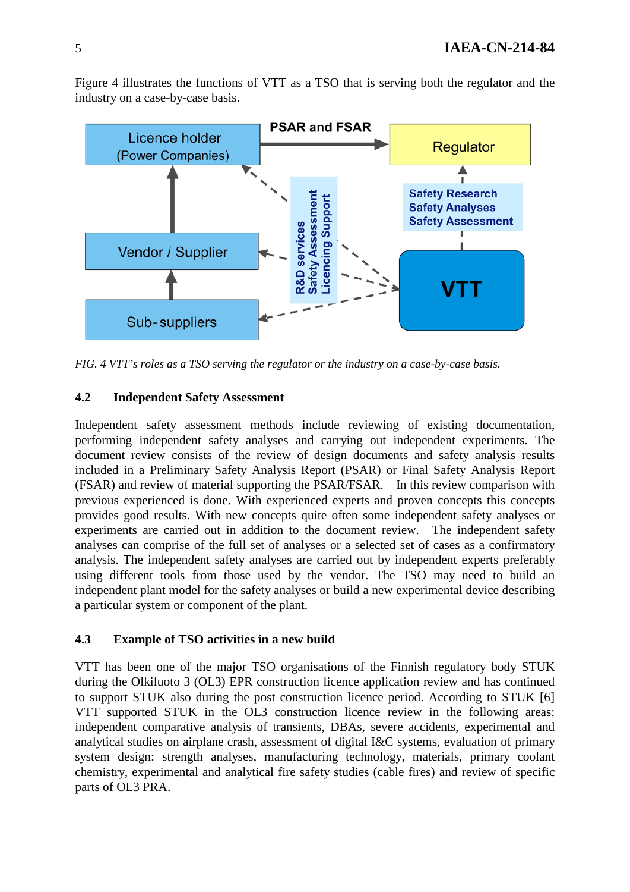Figure 4 illustrates the functions of VTT as a TSO that is serving both the regulator and the industry on a case-by-case basis.

*FIG. 4 VTT's roles as a TSO serving the regulator or the industry on a case-by-case basis.*

### 4.2 Independent Safety Assessment

Independent safety assessment methods include reviewing of existing documentation, performing independent safety analyses and carrying out independent experiments. The document review consists of the review of design documents and safety analysis results included in a Preliminary Safety Analysis Report (PSAR) or Final Safety Analysis Report (FSAR) and review of material supporting the PSAR/FSAR. In this review comparison with previous experienced is done. With experienced experts and proven concepts this concepts provides good results. With new concepts quite often some independent safety analyses or experiments are carried out in addition to the document review. The independent safety analyses can comprise of the full set of analyses or a selected set of cases as a confirmatory analysis. The independent safety analyses are carried out by independent experts preferably using different tools from those used by the vendor. The TSO may need to build an independent plant model for the safety analyses or build a new experimental device describing a particular system or component of the plant.

### 4.3 Example of TSO activities in a new build

VTT has been one of the major TSO organisations of the Finnish regulatory body STUK during the Olkiluoto 3 (OL3) EPR construction licence application review and has continued to support STUK also during the post construction licence period. According to STUK [6] VTT supported STUK in the OL3 construction licence review in the following areas: independent comparative analysis of transients, DBAs, severe accidents, experimental and analytical studies on airplane crash, assessment of digital I&C systems, evaluation of primary system design: strength analyses, manufacturing technology, materials, primary coolant chemistry, experimental and analytical fire safety studies (cable fires) and review of specific parts of OL3 PRA.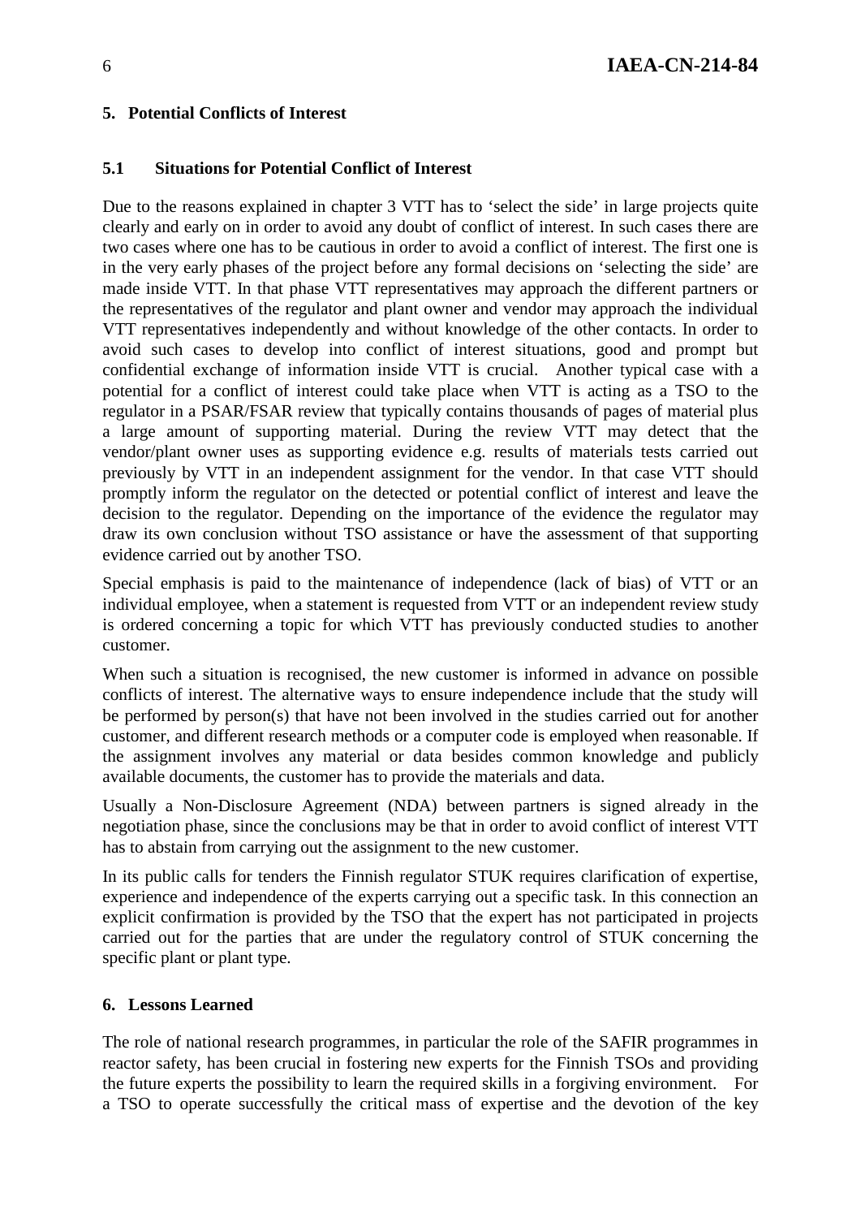## 5. Potential Conflicts of Interest

### 5.1 Situations for Potential Conflict of Interest

Due to the reasons explained in chapter 3 VTT has to 'select the side' in large projects quite clearly and early on in order to avoid any doubt of conflict of interest. In such cases there are two cases where one has to be cautious in order to avoid a conflict of interest. The first one is in the very early phases of the project before any formal decisions on 'selecting the side' are made inside VTT. In that phase VTT representatives may approach the different partners or the representatives of the regulator and plant owner and vendor may approach the individual VTT representatives independently and without knowledge of the other contacts. In order to avoid such cases to develop into conflict of interest situations, good and prompt but confidential exchange of information inside VTT is crucial. Another typical case with a potential for a conflict of interest could take place when VTT is acting as a TSO to the regulator in a PSAR/FSAR review that typically contains thousands of pages of material plus a large amount of supporting material. During the review VTT may detect that the vendor/plant owner uses as supporting evidence e.g. results of materials tests carried out previously by VTT in an independent assignment for the vendor. In that case VTT should promptly inform the regulator on the detected or potential conflict of interest and leave the decision to the regulator. Depending on the importance of the evidence the regulator may draw its own conclusion without TSO assistance or have the assessment of that supporting evidence carried out by another TSO.

Special emphasis is paid to the maintenance of independence (lack of bias) of VTT or an individual employee, when a statement is requested from VTT or an independent review study is ordered concerning a topic for which VTT has previously conducted studies to another customer.

When such a situation is recognised, the new customer is informed in advance on possible conflicts of interest. The alternative ways to ensure independence include that the study will be performed by person(s) that have not been involved in the studies carried out for another customer, and different research methods or a computer code is employed when reasonable. If the assignment involves any material or data besides common knowledge and publicly available documents, the customer has to provide the materials and data.

Usually a Non-Disclosure Agreement (NDA) between partners is signed already in the negotiation phase, since the conclusions may be that in order to avoid conflict of interest VTT has to abstain from carrying out the assignment to the new customer.

In its public calls for tenders the Finnish regulator STUK requires clarification of expertise, experience and independence of the experts carrying out a specific task. In this connection an explicit confirmation is provided by the TSO that the expert has not participated in projects carried out for the parties that are under the regulatory control of STUK concerning the specific plant or plant type.

## 6. Lessons Learned

The role of national research programmes, in particular the role of the SAFIR programmes in reactor safety, has been crucial in fostering new experts for the Finnish TSOs and providing the future experts the possibility to learn the required skills in a forgiving environment. For a TSO to operate successfully the critical mass of expertise and the devotion of the key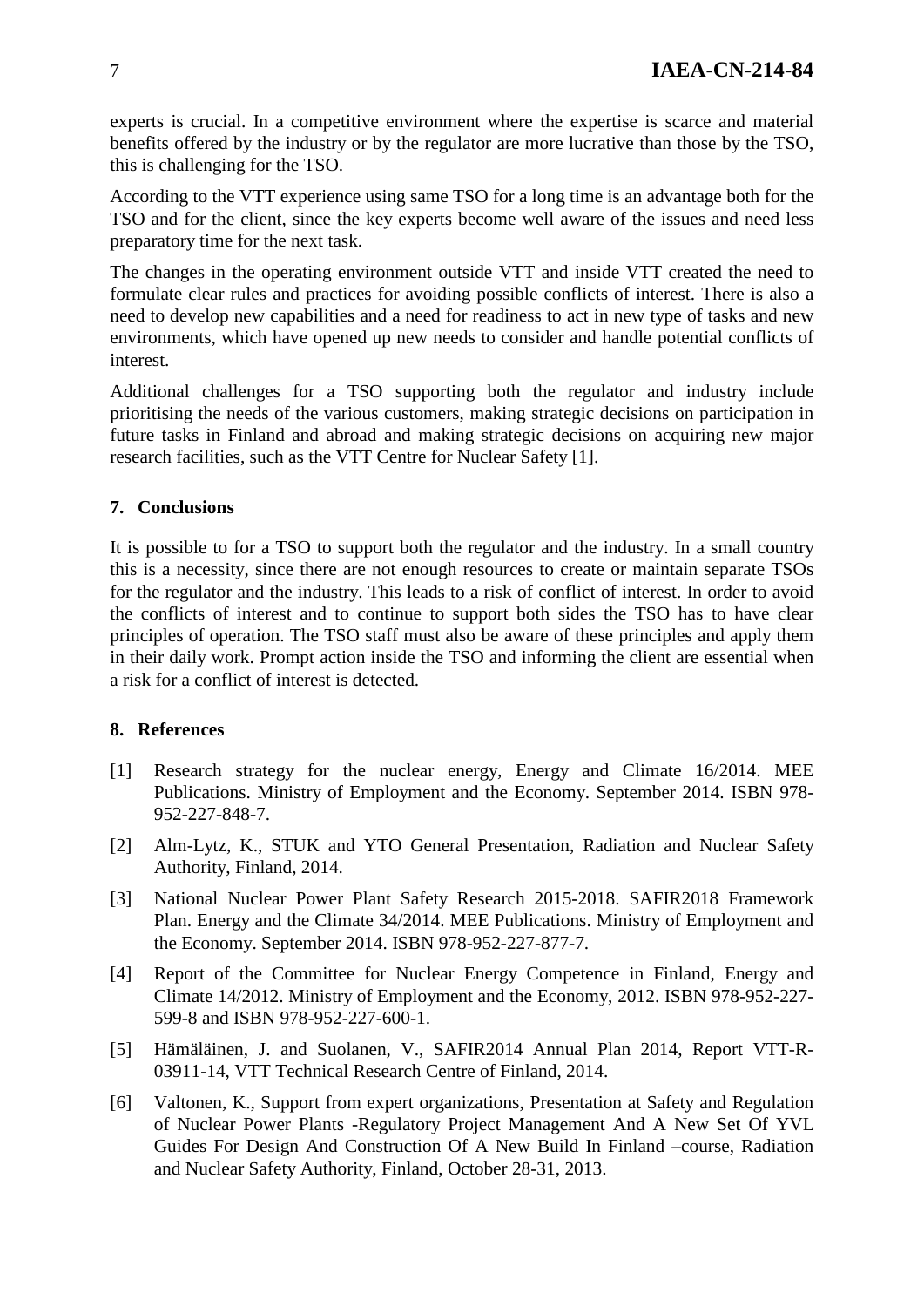experts is crucial. In a competitive environment where the expertise is scarce and material benefits offered by the industry or by the regulator are more lucrative than those by the TSO, this is challenging for the TSO.

According to the VTT experience using same TSO for a long time is an advantage both for the TSO and for the client, since the key experts become well aware of the issues and need less preparatory time for the next task.

The changes in the operating environment outside VTT and inside VTT created the need to formulate clear rules and practices for avoiding possible conflicts of interest. There is also a need to develop new capabilities and a need for readiness to act in new type of tasks and new environments, which have opened up new needs to consider and handle potential conflicts of interest.

Additional challenges for a TSO supporting both the regulator and industry include prioritising the needs of the various customers, making strategic decisions on participation in future tasks in Finland and abroad and making strategic decisions on acquiring new major research facilities, such as the VTT Centre for Nuclear Safety [1].

## 7. Conclusions

It is possible to for a TSO to support both the regulator and the industry. In a small country this is a necessity, since there are not enough resources to create or maintain separate TSOs for the regulator and the industry. This leads to a risk of conflict of interest. In order to avoid the conflicts of interest and to continue to support both sides the TSO has to have clear principles of operation. The TSO staff must also be aware of these principles and apply them in their daily work. Prompt action inside the TSO and informing the client are essential when a risk for a conflict of interest is detected.

## 8. References

[1] Research strategy for the nuclear energy, Energy and Climate 16/2014. MEE Publications. Ministry of Employment and the Economy. September 2014. ISBN 978-952-227-848-7.

[2] Alm-Lytz, K., STUK and YTO General Presentation, Radiation and Nuclear Safety Authority, Finland, 2014.

[3] National Nuclear Power Plant Safety Research 2015-2018. SAFIR2018 Framework Plan. Energy and the Climate 34/2014. MEE Publications. Ministry of Employment and the Economy. September 2014. ISBN 978-952-227-877-7.

[4] Report of the Committee for Nuclear Energy Competence in Finland, Energy and Climate 14/2012. Ministry of Employment and the Economy, 2012. ISBN 978-952-227-599-8 and ISBN 978-952-227-600-1.

[5] Hämäläinen, J. and Suolanen, V., SAFIR2014 Annual Plan 2014, Report VTT-R-03911-14, VTT Technical Research Centre of Finland, 2014.

[6] Valtonen, K., Support from expert organizations, Presentation at Safety and Regulation of Nuclear Power Plants -Regulatory Project Management And A New Set Of YVL Guides For Design And Construction Of A New Build In Finland –course, Radiation and Nuclear Safety Authority, Finland, October 28-31, 2013.